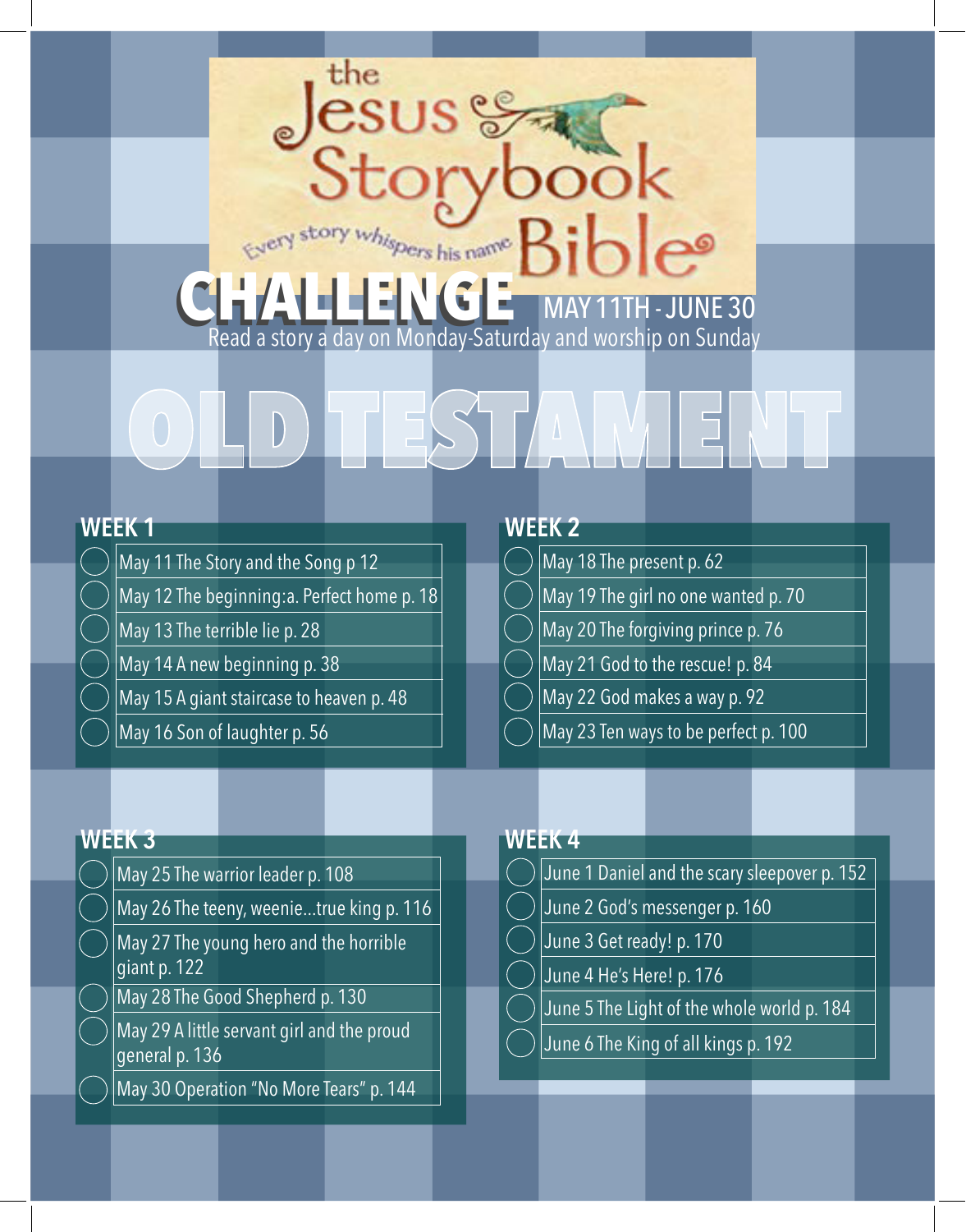# the Jesus Storybook Bible

Every story whispers his name

# CHALLENGE

MAY 11TH - JUNE 30

Read a story a day on Monday-Saturday and worship on Sunday

# OLD TESTAMENT

## WEEK 1

- ◯ May 11 The Story and the Song p 12
- ◯ May 12 The beginning:a. Perfect home p. 18
- ◯ May 13 The terrible lie p. 28
- ◯ May 14 A new beginning p. 38
- ◯ May 15 A giant staircase to heaven p. 48
- ◯ May 16 Son of laughter p. 56

## WEEK 2

- ◯ May 18 The present p. 62
- ◯ May 19 The girl no one wanted p. 70
- ◯ May 20 The forgiving prince p. 76
- ◯ May 21 God to the rescue! p. 84
- ◯ May 22 God makes a way p. 92
- ◯ May 23 Ten ways to be perfect p. 100

## WEEK 3

- ◯ May 25 The warrior leader p. 108
- ◯ May 26 The teeny, weenie...true king p. 116
- ◯ May 27 The young hero and the horrible giant p. 122
- ◯ May 28 The Good Shepherd p. 130
- ◯ May 29 A little servant girl and the proud general p. 136
- ◯ May 30 Operation "No More Tears" p. 144

## WEEK 4

- ◯ June 1 Daniel and the scary sleepover p. 152
- ◯ June 2 God's messenger p. 160
- ◯ June 3 Get ready! p. 170
- ◯ June 4 He's Here! p. 176
- ◯ June 5 The Light of the whole world p. 184
- ◯ June 6 The King of all kings p. 192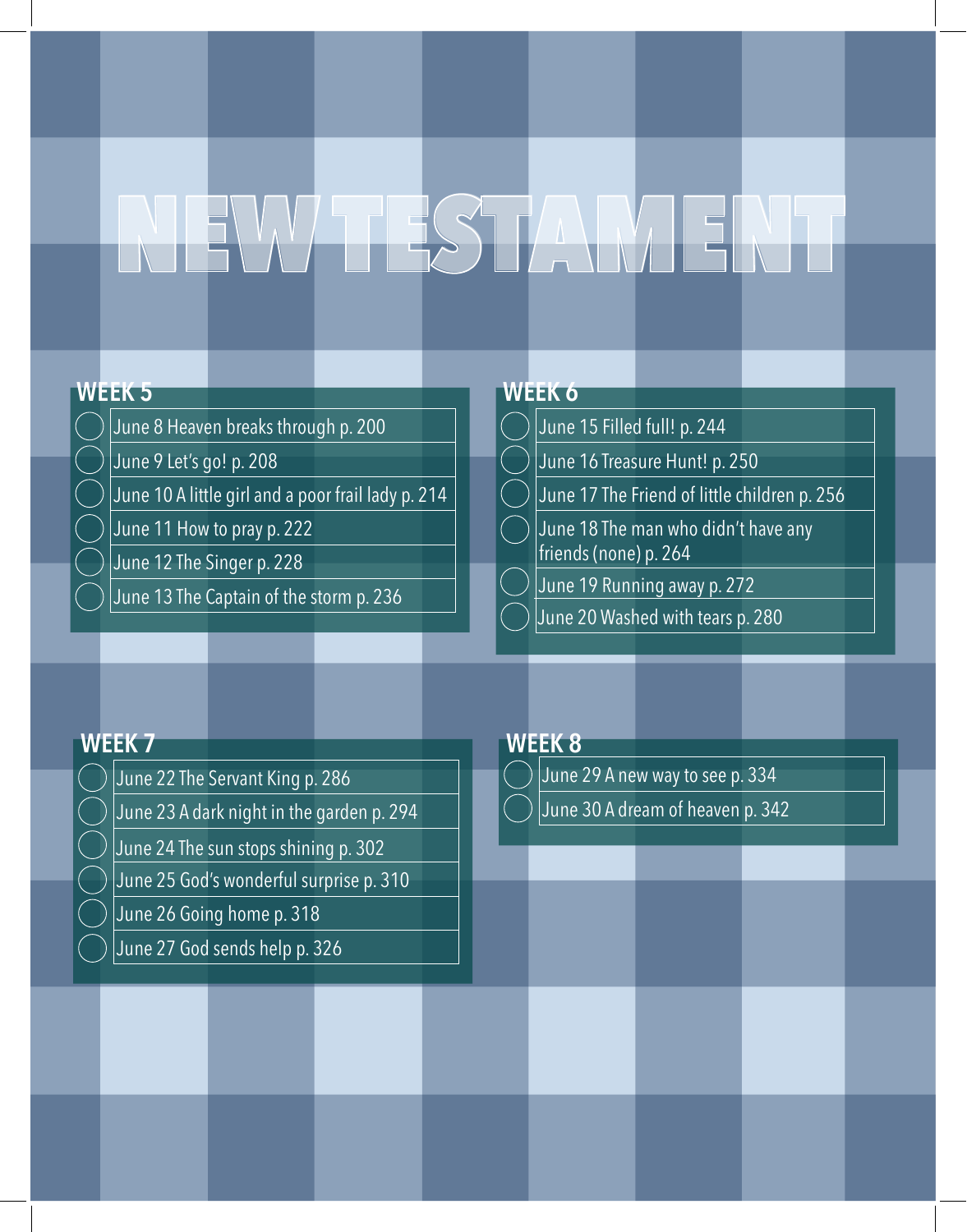# NEW TESTAMENT

## WEEK 5

- June 8 Heaven breaks through p. 200
- June 9 Let's go! p. 208
- June 10 A little girl and a poor frail lady p. 214
- June 11 How to pray p. 222
- June 12 The Singer p. 228
- June 13 The Captain of the storm p. 236

## WEEK 6

- June 15 Filled full! p. 244
- June 16 Treasure Hunt! p. 250
- June 17 The Friend of little children p. 256
- June 18 The man who didn't have any friends (none) p. 264
- June 19 Running away p. 272
- June 20 Washed with tears p. 280

## WEEK 7

- June 22 The Servant King p. 286
- June 23 A dark night in the garden p. 294
- June 24 The sun stops shining p. 302
- June 25 God's wonderful surprise p. 310
- June 26 Going home p. 318
- June 27 God sends help p. 326

## WEEK 8

- June 29 A new way to see p. 334
- June 30 A dream of heaven p. 342